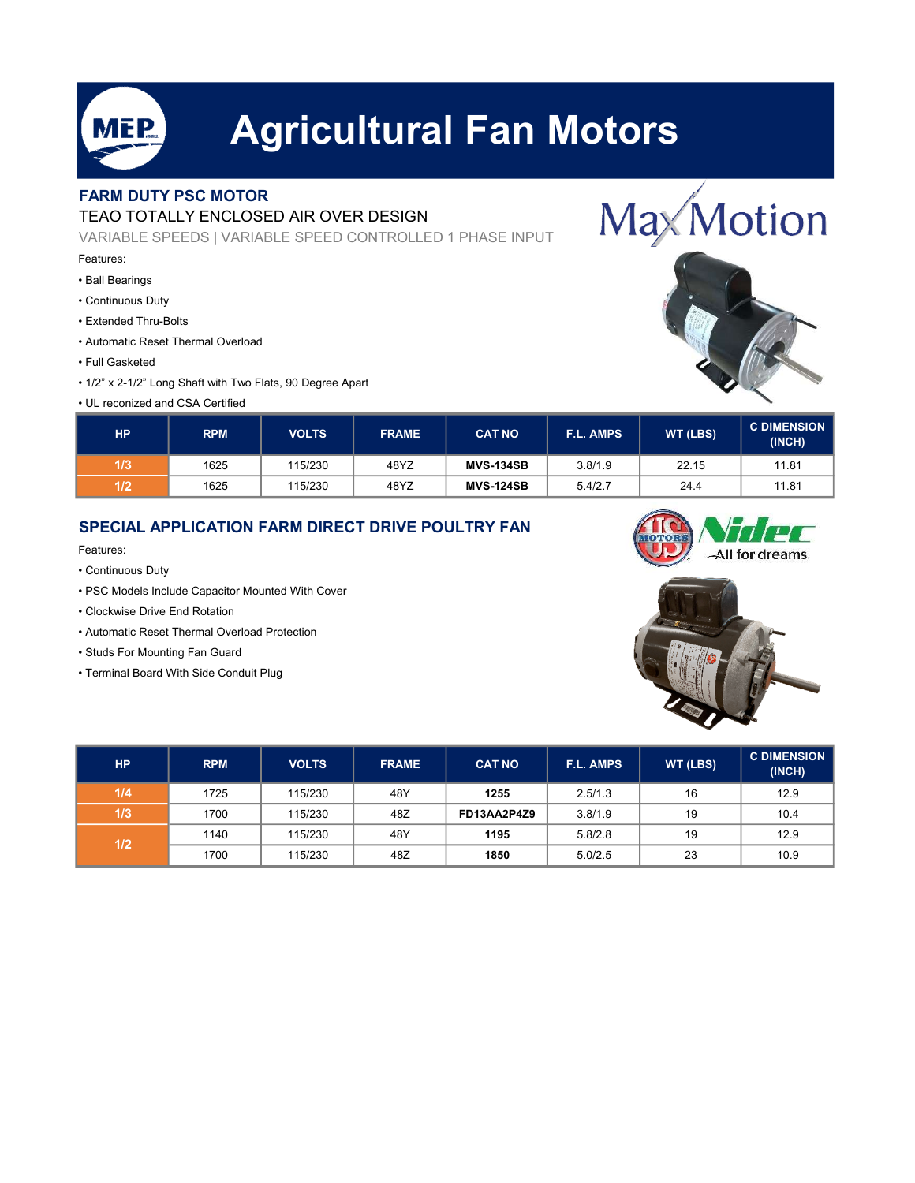# Agricultural Fan Motors

## FARM DUTY PSC MOTOR

TEAO TOTALLY ENCLOSED AIR OVER DESIGN

VARIABLE SPEEDS | VARIABLE SPEED CONTROLLED 1 PHASE INPUT

Features:

- Ball Bearings
- Continuous Duty
- Extended Thru-Bolts
- Automatic Reset Thermal Overload
- Full Gasketed
- 1/2" x 2-1/2" Long Shaft with Two Flats, 90 Degree Apart
- UL reconized and CSA Certified

| HP | RPM | VOLTS | FRAME | CAT NO | F.L. AMPS | WT (LBS) | C DIMENSION (INCH) |
|---|---|---|---|---|---|---|---|
| 1/3 | 1625 | 115/230 | 48YZ | **MVS-134SB** | 3.8/1.9 | 22.15 | 11.81 |
| 1/2 | 1625 | 115/230 | 48YZ | **MVS-124SB** | 5.4/2.7 | 24.4 | 11.81 |

## SPECIAL APPLICATION FARM DIRECT DRIVE POULTRY FAN

Features:

- Continuous Duty
- PSC Models Include Capacitor Mounted With Cover
- Clockwise Drive End Rotation
- Automatic Reset Thermal Overload Protection
- Studs For Mounting Fan Guard
- Terminal Board With Side Conduit Plug

| HP | RPM | VOLTS | FRAME | CAT NO | F.L. AMPS | WT (LBS) | C DIMENSION (INCH) |
|---|---|---|---|---|---|---|---|
| 1/4 | 1725 | 115/230 | 48Y | **1255** | 2.5/1.3 | 16 | 12.9 |
| 1/3 | 1700 | 115/230 | 48Z | **FD13AA2P4Z9** | 3.8/1.9 | 19 | 10.4 |
| 1/2 | 1140 | 115/230 | 48Y | **1195** | 5.8/2.8 | 19 | 12.9 |
| | 1700 | 115/230 | 48Z | **1850** | 5.0/2.5 | 23 | 10.9 |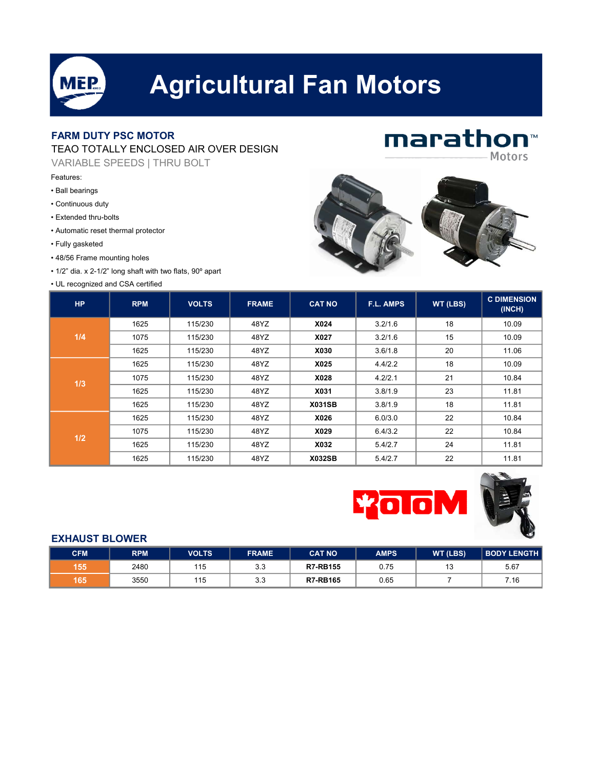# Agricultural Fan Motors

marathon™ Motors

**FARM DUTY PSC MOTOR**

TEAO TOTALLY ENCLOSED AIR OVER DESIGN

VARIABLE SPEEDS | THRU BOLT

Features:

- Ball bearings
- Continuous duty
- Extended thru-bolts
- Automatic reset thermal protector
- Fully gasketed
- 48/56 Frame mounting holes
- 1/2" dia. x 2-1/2" long shaft with two flats, 90º apart
- UL recognized and CSA certified

| HP | RPM | VOLTS | FRAME | CAT NO | F.L. AMPS | WT (LBS) | C DIMENSION (INCH) |
|---|---|---|---|---|---|---|---|
| 1/4 | 1625 | 115/230 | 48YZ | **X024** | 3.2/1.6 | 18 | 10.09 |
| | 1075 | 115/230 | 48YZ | **X027** | 3.2/1.6 | 15 | 10.09 |
| | 1625 | 115/230 | 48YZ | **X030** | 3.6/1.8 | 20 | 11.06 |
| 1/3 | 1625 | 115/230 | 48YZ | **X025** | 4.4/2.2 | 18 | 10.09 |
| | 1075 | 115/230 | 48YZ | **X028** | 4.2/2.1 | 21 | 10.84 |
| | 1625 | 115/230 | 48YZ | **X031** | 3.8/1.9 | 23 | 11.81 |
| | 1625 | 115/230 | 48YZ | **X031SB** | 3.8/1.9 | 18 | 11.81 |
| 1/2 | 1625 | 115/230 | 48YZ | **X026** | 6.0/3.0 | 22 | 10.84 |
| | 1075 | 115/230 | 48YZ | **X029** | 6.4/3.2 | 22 | 10.84 |
| | 1625 | 115/230 | 48YZ | **X032** | 5.4/2.7 | 24 | 11.81 |
| | 1625 | 115/230 | 48YZ | **X032SB** | 5.4/2.7 | 22 | 11.81 |

ROTOM

**EXHAUST BLOWER**

| CFM | RPM | VOLTS | FRAME | CAT NO | AMPS | WT (LBS) | BODY LENGTH |
|---|---|---|---|---|---|---|---|
| 155 | 2480 | 115 | 3.3 | **R7-RB155** | 0.75 | 13 | 5.67 |
| 165 | 3550 | 115 | 3.3 | **R7-RB165** | 0.65 | 7 | 7.16 |